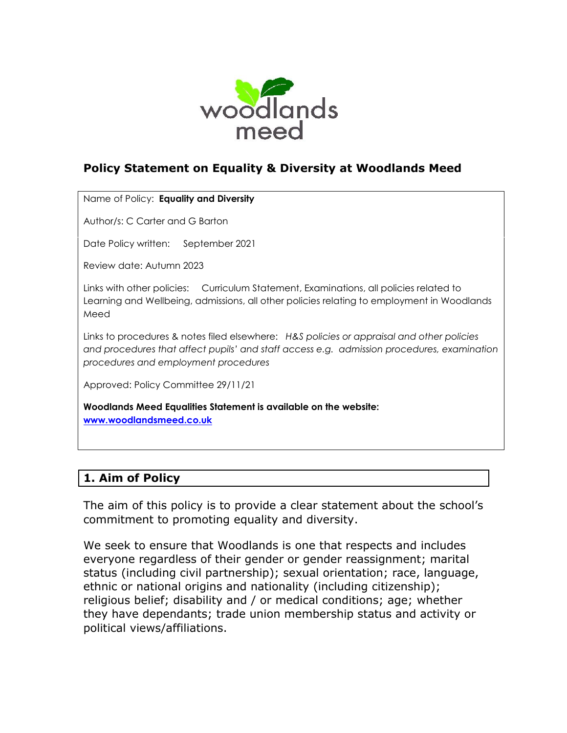woodlands meed

# Policy Statement on Equality & Diversity at Woodlands Meed

Name of Policy: **Equality and Diversity**

Author/s: C Carter and G Barton

Date Policy written: September 2021

Review date: Autumn 2023

Links with other policies: Curriculum Statement, Examinations, all policies related to Learning and Wellbeing, admissions, all other policies relating to employment in Woodlands Meed

Links to procedures & notes filed elsewhere: *H&S policies or appraisal and other policies and procedures that affect pupils' and staff access e.g. admission procedures, examination procedures and employment procedures*

Approved: Policy Committee 29/11/21

**Woodlands Meed Equalities Statement is available on the website:**
**www.woodlandsmeed.co.uk**

## 1. Aim of Policy

The aim of this policy is to provide a clear statement about the school's commitment to promoting equality and diversity.

We seek to ensure that Woodlands is one that respects and includes everyone regardless of their gender or gender reassignment; marital status (including civil partnership); sexual orientation; race, language, ethnic or national origins and nationality (including citizenship); religious belief; disability and / or medical conditions; age; whether they have dependants; trade union membership status and activity or political views/affiliations.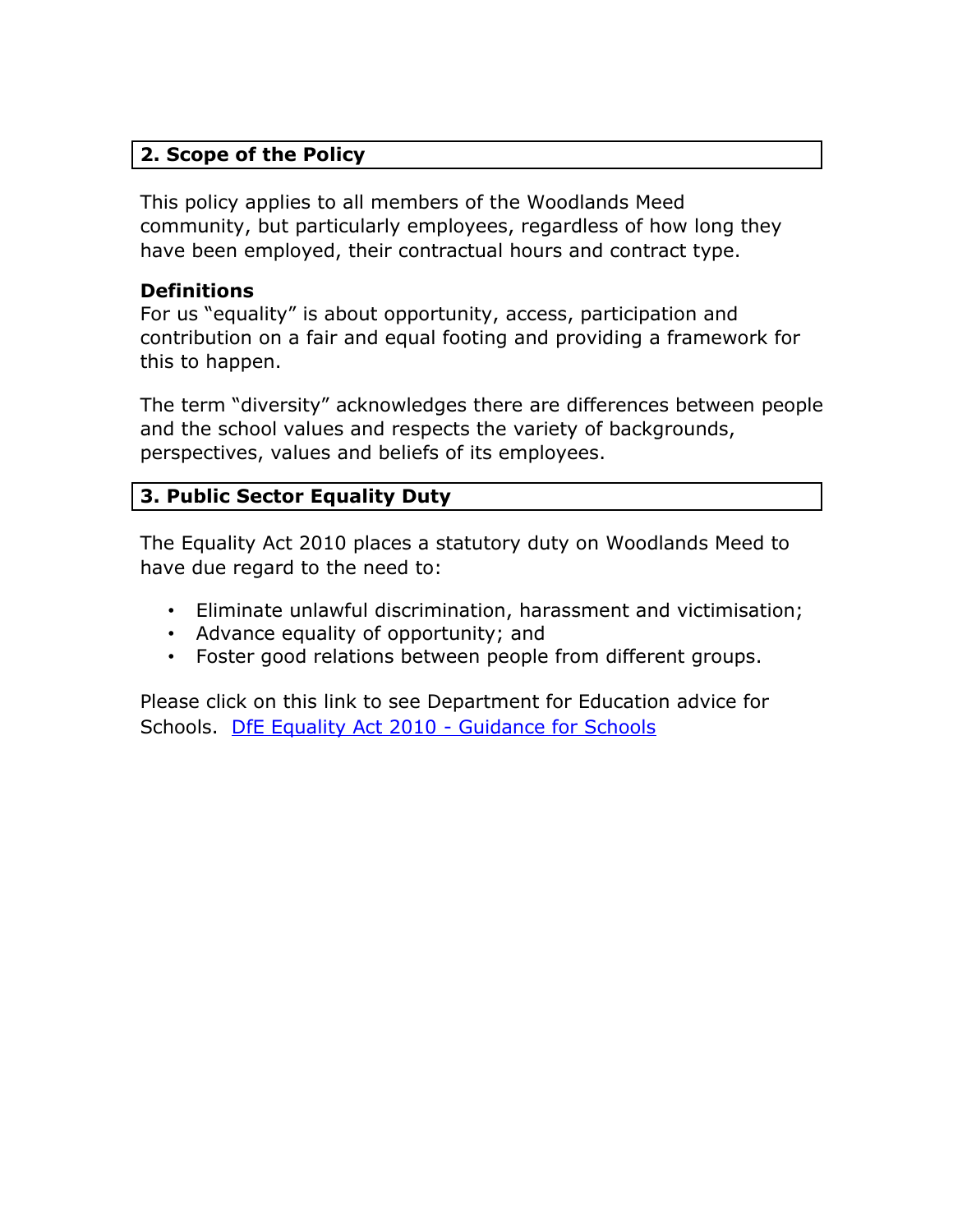## 2. Scope of the Policy

This policy applies to all members of the Woodlands Meed community, but particularly employees, regardless of how long they have been employed, their contractual hours and contract type.

**Definitions**

For us "equality" is about opportunity, access, participation and contribution on a fair and equal footing and providing a framework for this to happen.

The term "diversity" acknowledges there are differences between people and the school values and respects the variety of backgrounds, perspectives, values and beliefs of its employees.

## 3. Public Sector Equality Duty

The Equality Act 2010 places a statutory duty on Woodlands Meed to have due regard to the need to:

- Eliminate unlawful discrimination, harassment and victimisation;
- Advance equality of opportunity; and
- Foster good relations between people from different groups.

Please click on this link to see Department for Education advice for Schools. DfE Equality Act 2010 - Guidance for Schools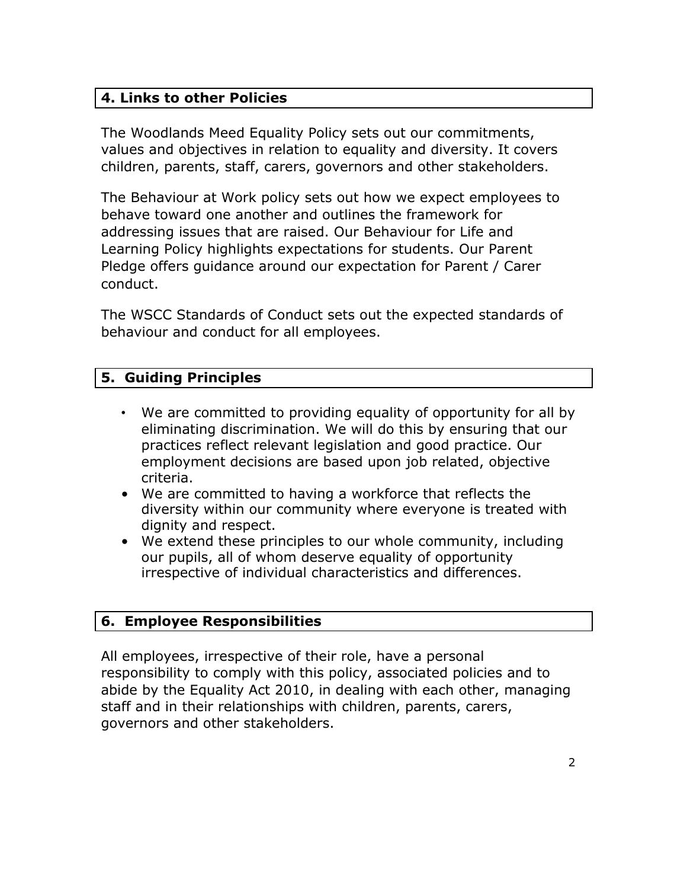## 4. Links to other Policies

The Woodlands Meed Equality Policy sets out our commitments, values and objectives in relation to equality and diversity. It covers children, parents, staff, carers, governors and other stakeholders.

The Behaviour at Work policy sets out how we expect employees to behave toward one another and outlines the framework for addressing issues that are raised. Our Behaviour for Life and Learning Policy highlights expectations for students. Our Parent Pledge offers guidance around our expectation for Parent / Carer conduct.

The WSCC Standards of Conduct sets out the expected standards of behaviour and conduct for all employees.

## 5. Guiding Principles

- We are committed to providing equality of opportunity for all by eliminating discrimination. We will do this by ensuring that our practices reflect relevant legislation and good practice. Our employment decisions are based upon job related, objective criteria.
- We are committed to having a workforce that reflects the diversity within our community where everyone is treated with dignity and respect.
- We extend these principles to our whole community, including our pupils, all of whom deserve equality of opportunity irrespective of individual characteristics and differences.

## 6. Employee Responsibilities

All employees, irrespective of their role, have a personal responsibility to comply with this policy, associated policies and to abide by the Equality Act 2010, in dealing with each other, managing staff and in their relationships with children, parents, carers, governors and other stakeholders.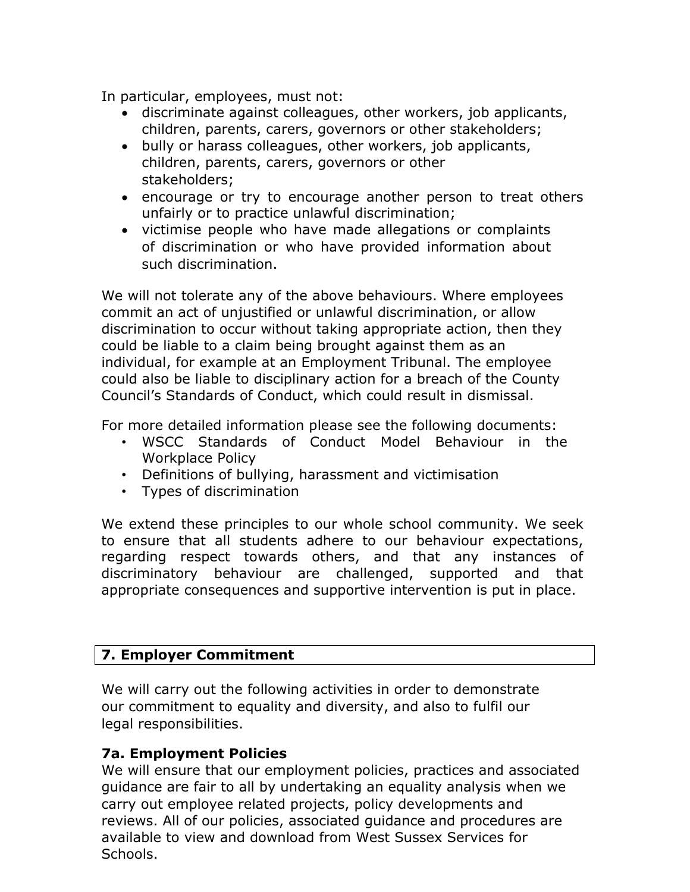In particular, employees, must not:

- discriminate against colleagues, other workers, job applicants, children, parents, carers, governors or other stakeholders;
- bully or harass colleagues, other workers, job applicants, children, parents, carers, governors or other stakeholders;
- encourage or try to encourage another person to treat others unfairly or to practice unlawful discrimination;
- victimise people who have made allegations or complaints of discrimination or who have provided information about such discrimination.

We will not tolerate any of the above behaviours. Where employees commit an act of unjustified or unlawful discrimination, or allow discrimination to occur without taking appropriate action, then they could be liable to a claim being brought against them as an individual, for example at an Employment Tribunal. The employee could also be liable to disciplinary action for a breach of the County Council's Standards of Conduct, which could result in dismissal.

For more detailed information please see the following documents:

- WSCC Standards of Conduct Model Behaviour in the Workplace Policy
- Definitions of bullying, harassment and victimisation
- Types of discrimination

We extend these principles to our whole school community. We seek to ensure that all students adhere to our behaviour expectations, regarding respect towards others, and that any instances of discriminatory behaviour are challenged, supported and that appropriate consequences and supportive intervention is put in place.

## 7. Employer Commitment

We will carry out the following activities in order to demonstrate our commitment to equality and diversity, and also to fulfil our legal responsibilities.

### 7a. Employment Policies

We will ensure that our employment policies, practices and associated guidance are fair to all by undertaking an equality analysis when we carry out employee related projects, policy developments and reviews. All of our policies, associated guidance and procedures are available to view and download from West Sussex Services for Schools.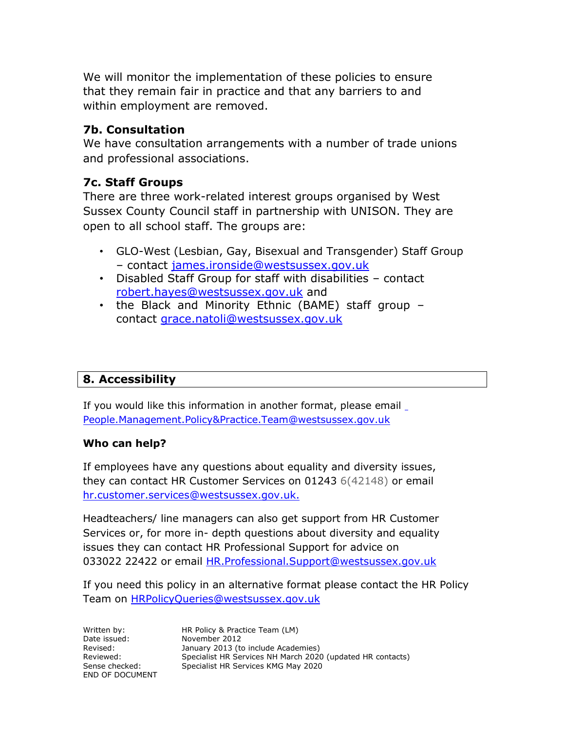We will monitor the implementation of these policies to ensure that they remain fair in practice and that any barriers to and within employment are removed.

### 7b. Consultation

We have consultation arrangements with a number of trade unions and professional associations.

### 7c. Staff Groups

There are three work-related interest groups organised by West Sussex County Council staff in partnership with UNISON. They are open to all school staff. The groups are:

- GLO-West (Lesbian, Gay, Bisexual and Transgender) Staff Group – contact james.ironside@westsussex.gov.uk
- Disabled Staff Group for staff with disabilities – contact robert.hayes@westsussex.gov.uk and
- the Black and Minority Ethnic (BAME) staff group – contact grace.natoli@westsussex.gov.uk

## 8. Accessibility

If you would like this information in another format, please email People.Management.Policy&Practice.Team@westsussex.gov.uk

**Who can help?**

If employees have any questions about equality and diversity issues, they can contact HR Customer Services on 01243 6(42148) or email hr.customer.services@westsussex.gov.uk.

Headteachers/ line managers can also get support from HR Customer Services or, for more in- depth questions about diversity and equality issues they can contact HR Professional Support for advice on 033022 22422 or email HR.Professional.Support@westsussex.gov.uk

If you need this policy in an alternative format please contact the HR Policy Team on HRPolicyQueries@westsussex.gov.uk

| | |
|---|---|
| Written by: | HR Policy & Practice Team (LM) |
| Date issued: | November 2012 |
| Revised: | January 2013 (to include Academies) |
| Reviewed: | Specialist HR Services NH March 2020 (updated HR contacts) |
| Sense checked: | Specialist HR Services KMG May 2020 |

END OF DOCUMENT